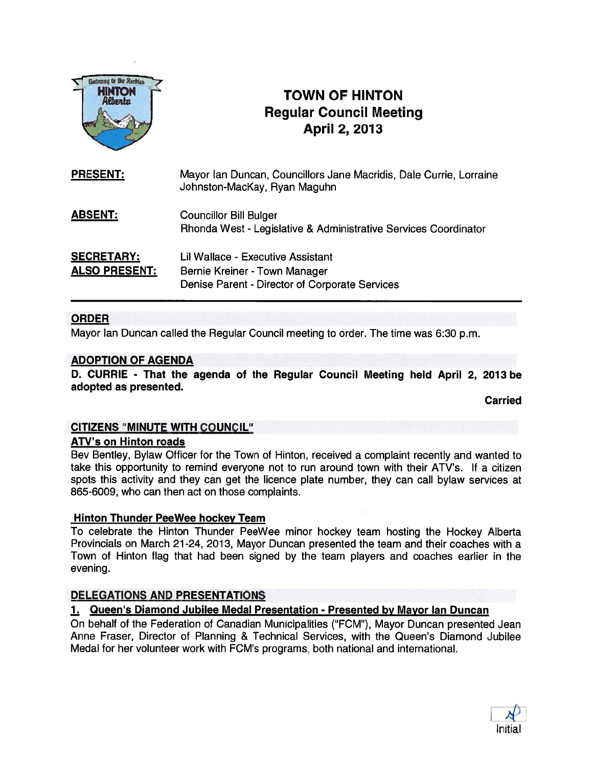# TOWN OF HINTON
## Regular Council Meeting
## April 2, 2013

**PRESENT:** Mayor Ian Duncan, Councillors Jane Macridis, Dale Currie, Lorraine Johnston-MacKay, Ryan Maguhn

**ABSENT:** Councillor Bill Bulger
Rhonda West - Legislative & Administrative Services Coordinator

**SECRETARY:** Lil Wallace - Executive Assistant

**ALSO PRESENT:** Bernie Kreiner - Town Manager
Denise Parent - Director of Corporate Services

## ORDER

Mayor Ian Duncan called the Regular Council meeting to order. The time was 6:30 p.m.

## ADOPTION OF AGENDA

**D. CURRIE - That the agenda of the Regular Council Meeting held April 2, 2013 be adopted as presented.**

**Carried**

## CITIZENS "MINUTE WITH COUNCIL"

### ATV's on Hinton roads

Bev Bentley, Bylaw Officer for the Town of Hinton, received a complaint recently and wanted to take this opportunity to remind everyone not to run around town with their ATV's. If a citizen spots this activity and they can get the licence plate number, they can call bylaw services at 865-6009, who can then act on those complaints.

### Hinton Thunder PeeWee hockey Team

To celebrate the Hinton Thunder PeeWee minor hockey team hosting the Hockey Alberta Provincials on March 21-24, 2013, Mayor Duncan presented the team and their coaches with a Town of Hinton flag that had been signed by the team players and coaches earlier in the evening.

## DELEGATIONS AND PRESENTATIONS

### 1. Queen's Diamond Jubilee Medal Presentation - Presented by Mayor Ian Duncan

On behalf of the Federation of Canadian Municipalities ("FCM"), Mayor Duncan presented Jean Anne Fraser, Director of Planning & Technical Services, with the Queen's Diamond Jubilee Medal for her volunteer work with FCM's programs, both national and international.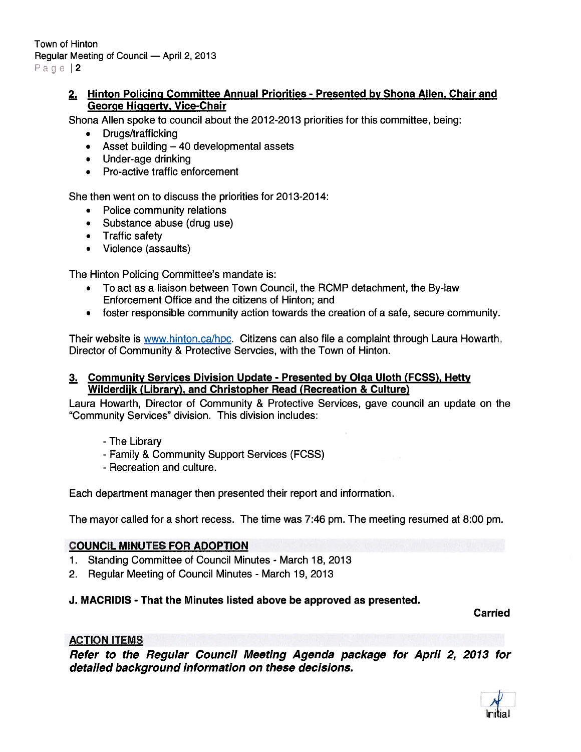## 2. Hinton Policing Committee Annual Priorities - Presented by Shona Allen, Chair and George Higgerty, Vice-Chair

Shona Allen spoke to council about the 2012-2013 priorities for this committee, being:

- Drugs/trafficking
- Asset building – 40 developmental assets
- Under-age drinking
- Pro-active traffic enforcement

She then went on to discuss the priorities for 2013-2014:

- Police community relations
- Substance abuse (drug use)
- Traffic safety
- Violence (assaults)

The Hinton Policing Committee's mandate is:

- To act as a liaison between Town Council, the RCMP detachment, the By-law Enforcement Office and the citizens of Hinton; and
- foster responsible community action towards the creation of a safe, secure community.

Their website is www.hinton.ca/hpc. Citizens can also file a complaint through Laura Howarth, Director of Community & Protective Servcies, with the Town of Hinton.

## 3. Community Services Division Update - Presented by Olga Uloth (FCSS), Hetty Wilderdijk (Library), and Christopher Read (Recreation & Culture)

Laura Howarth, Director of Community & Protective Services, gave council an update on the "Community Services" division. This division includes:

- The Library
- Family & Community Support Services (FCSS)
- Recreation and culture.

Each department manager then presented their report and information.

The mayor called for a short recess. The time was 7:46 pm. The meeting resumed at 8:00 pm.

## COUNCIL MINUTES FOR ADOPTION

1. Standing Committee of Council Minutes - March 18, 2013
2. Regular Meeting of Council Minutes - March 19, 2013

**J. MACRIDIS - That the Minutes listed above be approved as presented.**

**Carried**

## ACTION ITEMS

***Refer to the Regular Council Meeting Agenda package for April 2, 2013 for detailed background information on these decisions.***

Initial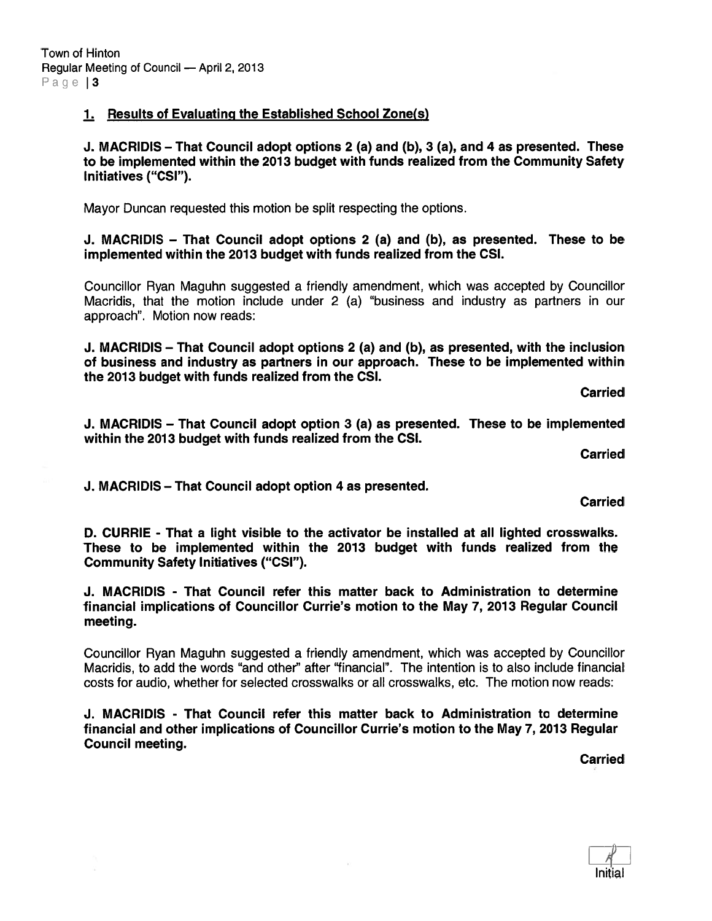## 1. Results of Evaluating the Established School Zone(s)

**J. MACRIDIS – That Council adopt options 2 (a) and (b), 3 (a), and 4 as presented. These to be implemented within the 2013 budget with funds realized from the Community Safety Initiatives ("CSI").**

Mayor Duncan requested this motion be split respecting the options.

**J. MACRIDIS – That Council adopt options 2 (a) and (b), as presented. These to be implemented within the 2013 budget with funds realized from the CSI.**

Councillor Ryan Maguhn suggested a friendly amendment, which was accepted by Councillor Macridis, that the motion include under 2 (a) "business and industry as partners in our approach". Motion now reads:

**J. MACRIDIS – That Council adopt options 2 (a) and (b), as presented, with the inclusion of business and industry as partners in our approach. These to be implemented within the 2013 budget with funds realized from the CSI.**

**Carried**

**J. MACRIDIS – That Council adopt option 3 (a) as presented. These to be implemented within the 2013 budget with funds realized from the CSI.**

**Carried**

**J. MACRIDIS – That Council adopt option 4 as presented.**

**Carried**

**D. CURRIE - That a light visible to the activator be installed at all lighted crosswalks. These to be implemented within the 2013 budget with funds realized from the Community Safety Initiatives ("CSI").**

**J. MACRIDIS - That Council refer this matter back to Administration to determine financial implications of Councillor Currie's motion to the May 7, 2013 Regular Council meeting.**

Councillor Ryan Maguhn suggested a friendly amendment, which was accepted by Councillor Macridis, to add the words "and other" after "financial". The intention is to also include financial costs for audio, whether for selected crosswalks or all crosswalks, etc. The motion now reads:

**J. MACRIDIS - That Council refer this matter back to Administration to determine financial and other implications of Councillor Currie's motion to the May 7, 2013 Regular Council meeting.**

**Carried**

Initial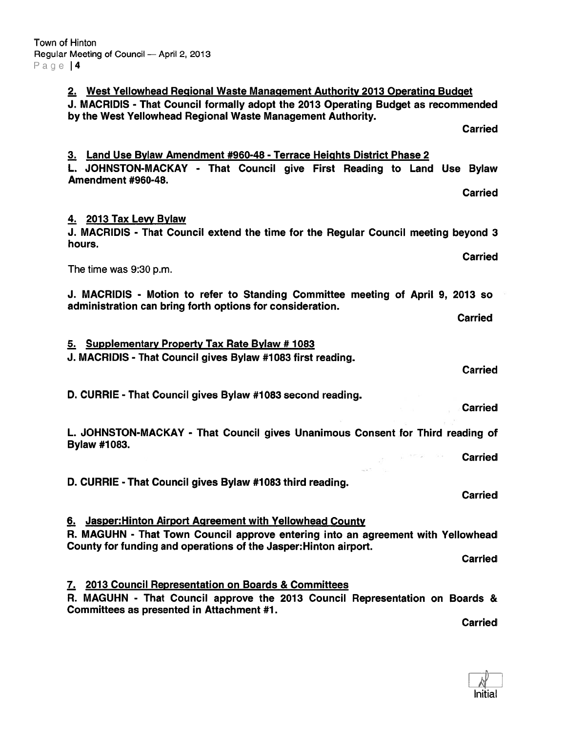2. West Yellowhead Regional Waste Management Authority 2013 Operating Budget

**J. MACRIDIS - That Council formally adopt the 2013 Operating Budget as recommended by the West Yellowhead Regional Waste Management Authority.**

**Carried**

3. Land Use Bylaw Amendment #960-48 - Terrace Heights District Phase 2

**L. JOHNSTON-MACKAY - That Council give First Reading to Land Use Bylaw Amendment #960-48.**

**Carried**

4. 2013 Tax Levy Bylaw

**J. MACRIDIS - That Council extend the time for the Regular Council meeting beyond 3 hours.**

**Carried**

The time was 9:30 p.m.

**J. MACRIDIS - Motion to refer to Standing Committee meeting of April 9, 2013 so administration can bring forth options for consideration.**

**Carried**

5. Supplementary Property Tax Rate Bylaw # 1083

**J. MACRIDIS - That Council gives Bylaw #1083 first reading.**

**Carried**

**D. CURRIE - That Council gives Bylaw #1083 second reading.**

**Carried**

**L. JOHNSTON-MACKAY - That Council gives Unanimous Consent for Third reading of Bylaw #1083.**

**Carried**

**D. CURRIE - That Council gives Bylaw #1083 third reading.**

**Carried**

6. Jasper:Hinton Airport Agreement with Yellowhead County

**R. MAGUHN - That Town Council approve entering into an agreement with Yellowhead County for funding and operations of the Jasper:Hinton airport.**

**Carried**

7. 2013 Council Representation on Boards & Committees

**R. MAGUHN - That Council approve the 2013 Council Representation on Boards & Committees as presented in Attachment #1.**

**Carried**

Initial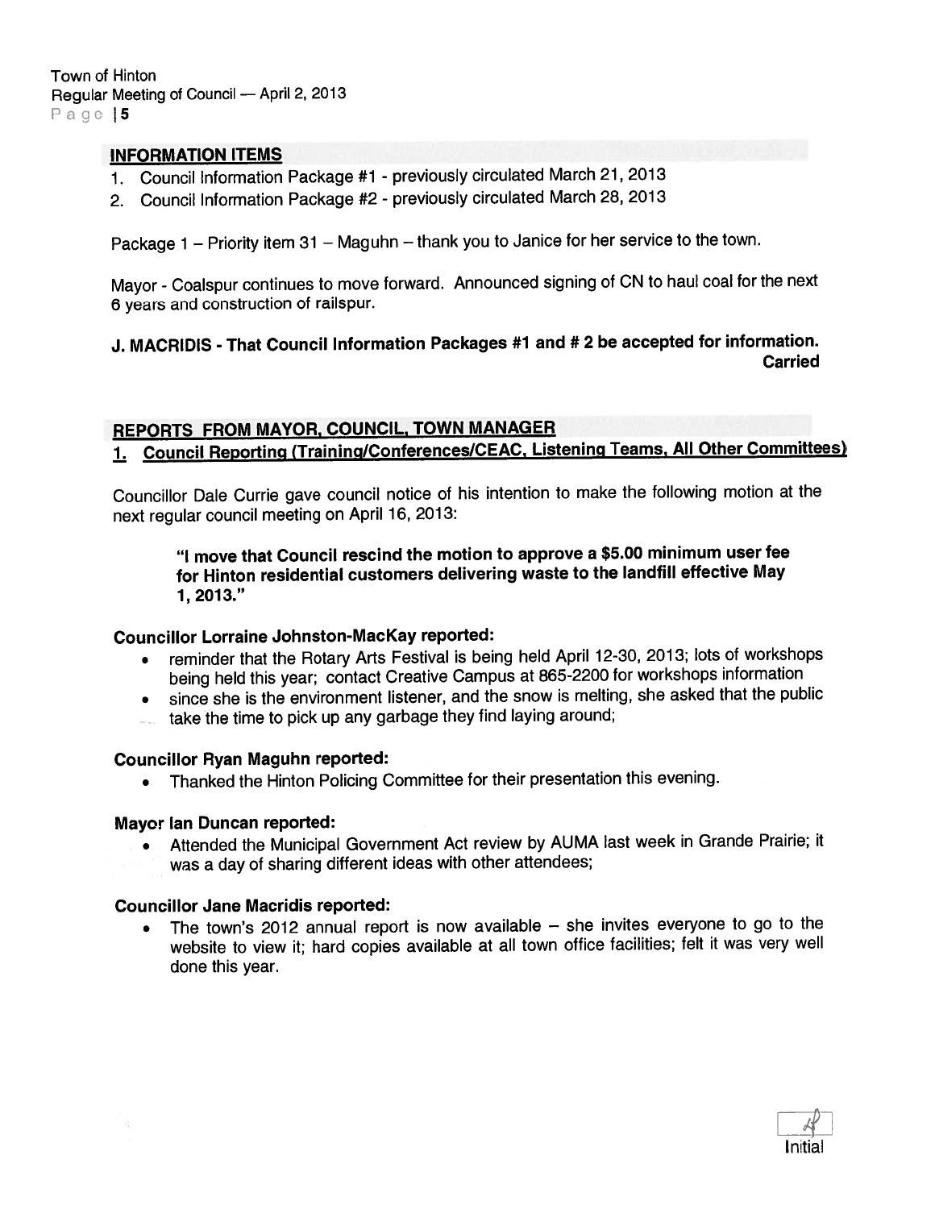## INFORMATION ITEMS

1. Council Information Package #1 - previously circulated March 21, 2013
2. Council Information Package #2 - previously circulated March 28, 2013

Package 1 – Priority item 31 – Maguhn – thank you to Janice for her service to the town.

Mayor - Coalspur continues to move forward. Announced signing of CN to haul coal for the next 6 years and construction of railspur.

**J. MACRIDIS - That Council Information Packages #1 and # 2 be accepted for information.**
**Carried**

## REPORTS FROM MAYOR, COUNCIL, TOWN MANAGER

### 1. Council Reporting (Training/Conferences/CEAC, Listening Teams, All Other Committees)

Councillor Dale Currie gave council notice of his intention to make the following motion at the next regular council meeting on April 16, 2013:

> **"I move that Council rescind the motion to approve a $5.00 minimum user fee for Hinton residential customers delivering waste to the landfill effective May 1, 2013."**

**Councillor Lorraine Johnston-MacKay reported:**

- reminder that the Rotary Arts Festival is being held April 12-30, 2013; lots of workshops being held this year; contact Creative Campus at 865-2200 for workshops information
- since she is the environment listener, and the snow is melting, she asked that the public take the time to pick up any garbage they find laying around;

**Councillor Ryan Maguhn reported:**

- Thanked the Hinton Policing Committee for their presentation this evening.

**Mayor Ian Duncan reported:**

- Attended the Municipal Government Act review by AUMA last week in Grande Prairie; it was a day of sharing different ideas with other attendees;

**Councillor Jane Macridis reported:**

- The town's 2012 annual report is now available – she invites everyone to go to the website to view it; hard copies available at all town office facilities; felt it was very well done this year.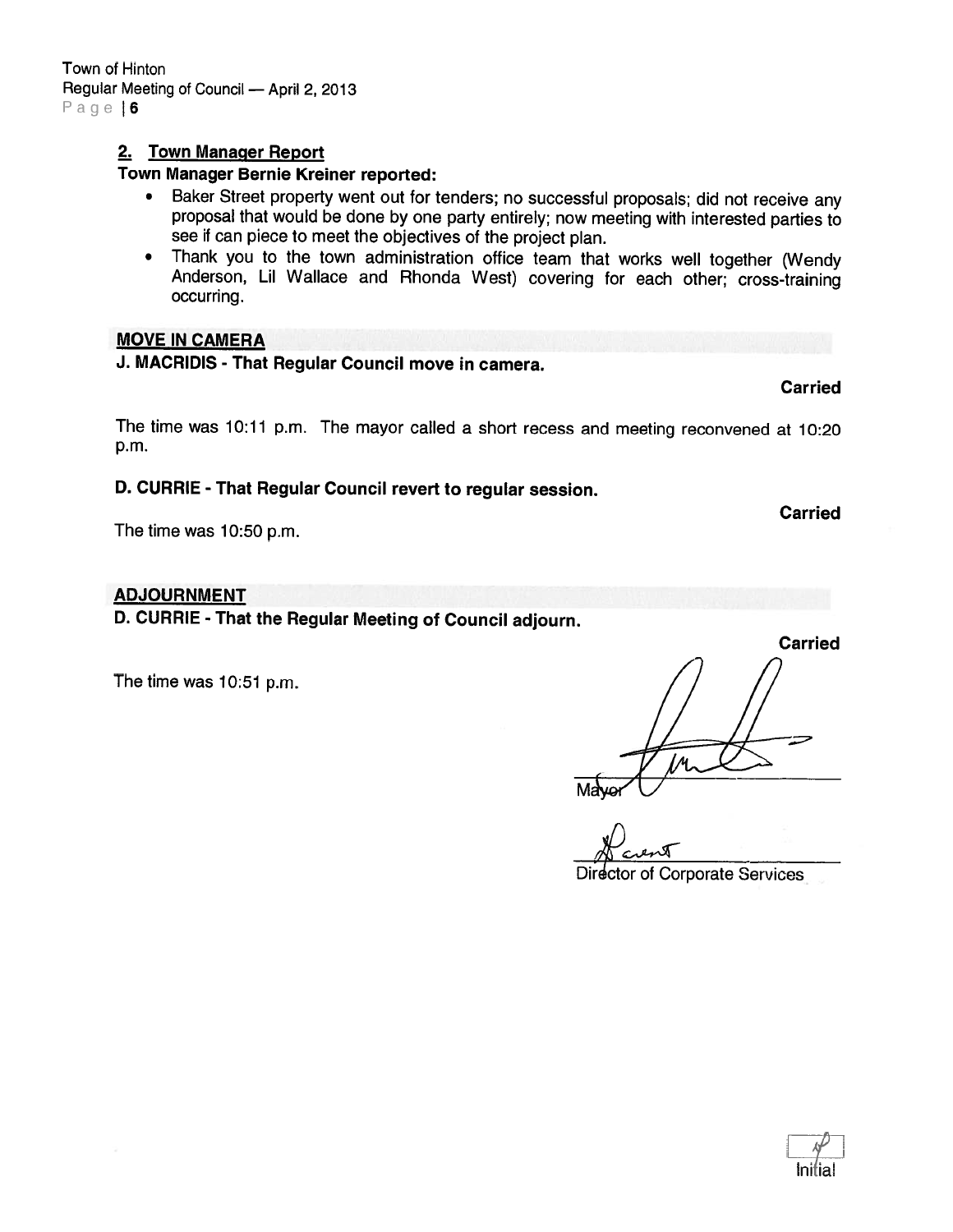## 2. Town Manager Report

**Town Manager Bernie Kreiner reported:**

- Baker Street property went out for tenders; no successful proposals; did not receive any proposal that would be done by one party entirely; now meeting with interested parties to see if can piece to meet the objectives of the project plan.
- Thank you to the town administration office team that works well together (Wendy Anderson, Lil Wallace and Rhonda West) covering for each other; cross-training occurring.

## MOVE IN CAMERA

**J. MACRIDIS - That Regular Council move in camera.**

**Carried**

The time was 10:11 p.m. The mayor called a short recess and meeting reconvened at 10:20 p.m.

**D. CURRIE - That Regular Council revert to regular session.**

**Carried**

The time was 10:50 p.m.

## ADJOURNMENT

**D. CURRIE - That the Regular Meeting of Council adjourn.**

**Carried**

The time was 10:51 p.m.

Mayor

Director of Corporate Services

Initial